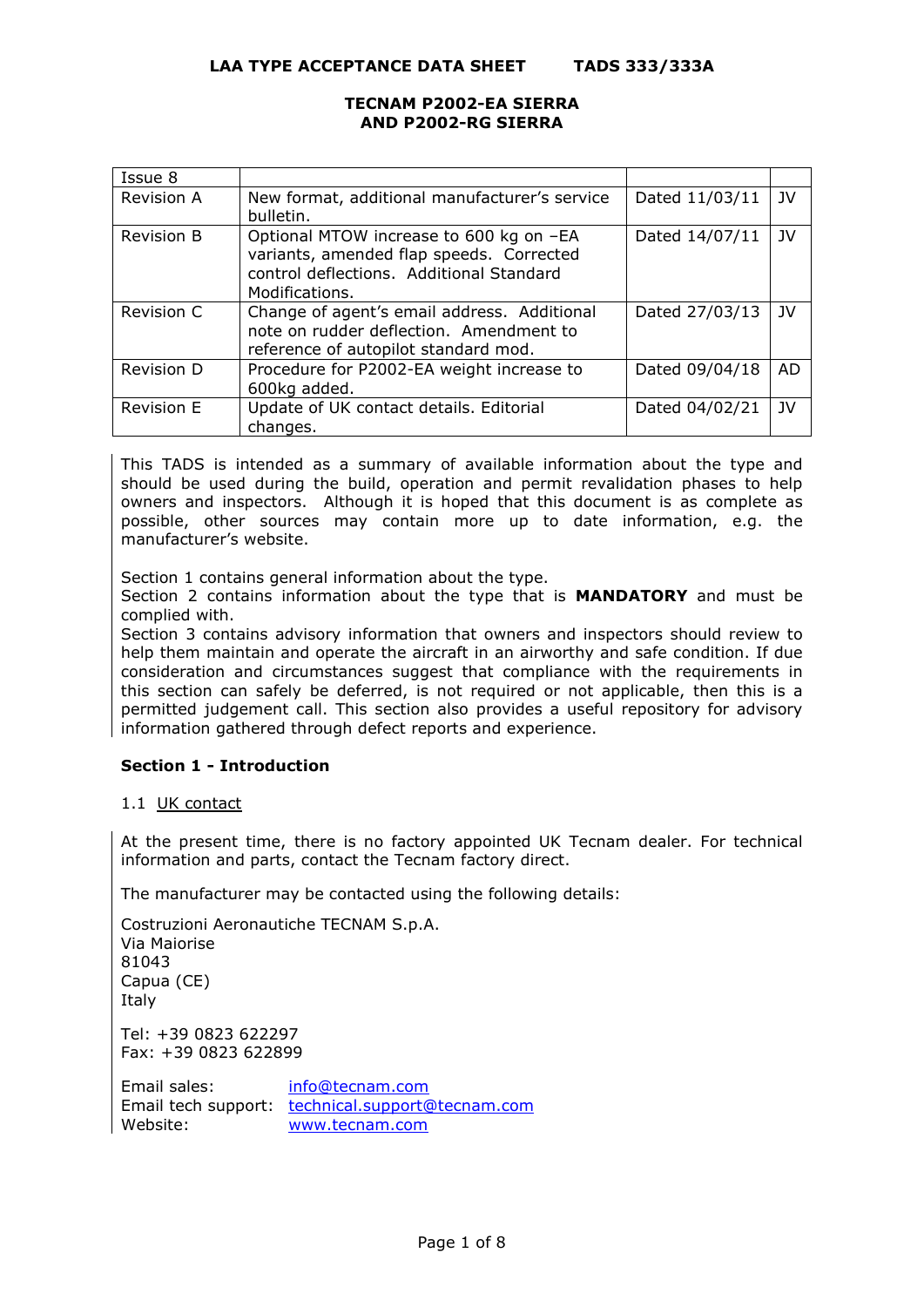# LAA TYPE ACCEPTANCE DATA SHEET TADS 333/333A

## TECNAM P2002-EA SIERRA AND P2002-RG SIERRA

| Issue 8 | | | |
|---|---|---|---|
| Revision A | New format, additional manufacturer's service bulletin. | Dated 11/03/11 | JV |
| Revision B | Optional MTOW increase to 600 kg on –EA variants, amended flap speeds. Corrected control deflections. Additional Standard Modifications. | Dated 14/07/11 | JV |
| Revision C | Change of agent's email address. Additional note on rudder deflection. Amendment to reference of autopilot standard mod. | Dated 27/03/13 | JV |
| Revision D | Procedure for P2002-EA weight increase to 600kg added. | Dated 09/04/18 | AD |
| Revision E | Update of UK contact details. Editorial changes. | Dated 04/02/21 | JV |

This TADS is intended as a summary of available information about the type and should be used during the build, operation and permit revalidation phases to help owners and inspectors. Although it is hoped that this document is as complete as possible, other sources may contain more up to date information, e.g. the manufacturer's website.

Section 1 contains general information about the type.
Section 2 contains information about the type that is **MANDATORY** and must be complied with.
Section 3 contains advisory information that owners and inspectors should review to help them maintain and operate the aircraft in an airworthy and safe condition. If due consideration and circumstances suggest that compliance with the requirements in this section can safely be deferred, is not required or not applicable, then this is a permitted judgement call. This section also provides a useful repository for advisory information gathered through defect reports and experience.

### Section 1 - Introduction

1.1 UK contact

At the present time, there is no factory appointed UK Tecnam dealer. For technical information and parts, contact the Tecnam factory direct.

The manufacturer may be contacted using the following details:

Costruzioni Aeronautiche TECNAM S.p.A.
Via Maiorise
81043
Capua (CE)
Italy

Tel: +39 0823 622297
Fax: +39 0823 622899

Email sales: info@tecnam.com
Email tech support: technical.support@tecnam.com
Website: www.tecnam.com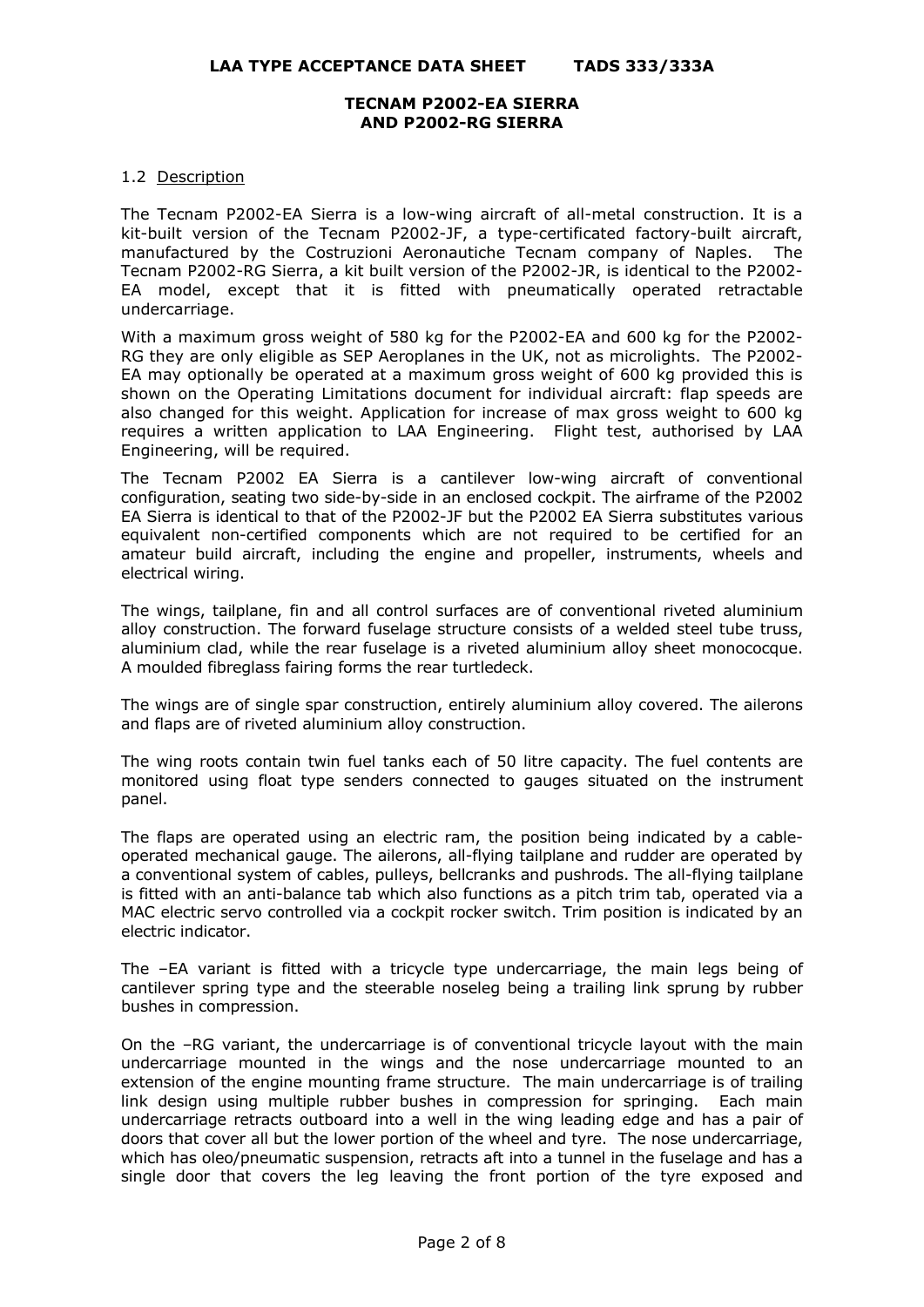### 1.2 Description

The Tecnam P2002-EA Sierra is a low-wing aircraft of all-metal construction. It is a kit-built version of the Tecnam P2002-JF, a type-certificated factory-built aircraft, manufactured by the Costruzioni Aeronautiche Tecnam company of Naples. The Tecnam P2002-RG Sierra, a kit built version of the P2002-JR, is identical to the P2002-EA model, except that it is fitted with pneumatically operated retractable undercarriage.

With a maximum gross weight of 580 kg for the P2002-EA and 600 kg for the P2002-RG they are only eligible as SEP Aeroplanes in the UK, not as microlights. The P2002-EA may optionally be operated at a maximum gross weight of 600 kg provided this is shown on the Operating Limitations document for individual aircraft: flap speeds are also changed for this weight. Application for increase of max gross weight to 600 kg requires a written application to LAA Engineering. Flight test, authorised by LAA Engineering, will be required.

The Tecnam P2002 EA Sierra is a cantilever low-wing aircraft of conventional configuration, seating two side-by-side in an enclosed cockpit. The airframe of the P2002 EA Sierra is identical to that of the P2002-JF but the P2002 EA Sierra substitutes various equivalent non-certified components which are not required to be certified for an amateur build aircraft, including the engine and propeller, instruments, wheels and electrical wiring.

The wings, tailplane, fin and all control surfaces are of conventional riveted aluminium alloy construction. The forward fuselage structure consists of a welded steel tube truss, aluminium clad, while the rear fuselage is a riveted aluminium alloy sheet monocoque. A moulded fibreglass fairing forms the rear turtledeck.

The wings are of single spar construction, entirely aluminium alloy covered. The ailerons and flaps are of riveted aluminium alloy construction.

The wing roots contain twin fuel tanks each of 50 litre capacity. The fuel contents are monitored using float type senders connected to gauges situated on the instrument panel.

The flaps are operated using an electric ram, the position being indicated by a cable-operated mechanical gauge. The ailerons, all-flying tailplane and rudder are operated by a conventional system of cables, pulleys, bellcranks and pushrods. The all-flying tailplane is fitted with an anti-balance tab which also functions as a pitch trim tab, operated via a MAC electric servo controlled via a cockpit rocker switch. Trim position is indicated by an electric indicator.

The –EA variant is fitted with a tricycle type undercarriage, the main legs being of cantilever spring type and the steerable noseleg being a trailing link sprung by rubber bushes in compression.

On the –RG variant, the undercarriage is of conventional tricycle layout with the main undercarriage mounted in the wings and the nose undercarriage mounted to an extension of the engine mounting frame structure. The main undercarriage is of trailing link design using multiple rubber bushes in compression for springing. Each main undercarriage retracts outboard into a well in the wing leading edge and has a pair of doors that cover all but the lower portion of the wheel and tyre. The nose undercarriage, which has oleo/pneumatic suspension, retracts aft into a tunnel in the fuselage and has a single door that covers the leg leaving the front portion of the tyre exposed and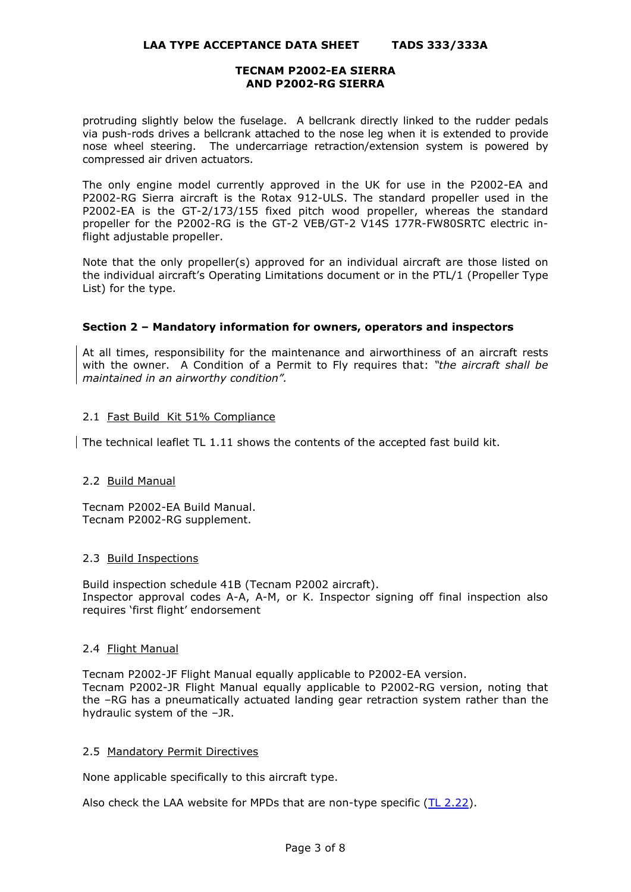protruding slightly below the fuselage. A bellcrank directly linked to the rudder pedals via push-rods drives a bellcrank attached to the nose leg when it is extended to provide nose wheel steering. The undercarriage retraction/extension system is powered by compressed air driven actuators.

The only engine model currently approved in the UK for use in the P2002-EA and P2002-RG Sierra aircraft is the Rotax 912-ULS. The standard propeller used in the P2002-EA is the GT-2/173/155 fixed pitch wood propeller, whereas the standard propeller for the P2002-RG is the GT-2 VEB/GT-2 V14S 177R-FW80SRTC electric in-flight adjustable propeller.

Note that the only propeller(s) approved for an individual aircraft are those listed on the individual aircraft's Operating Limitations document or in the PTL/1 (Propeller Type List) for the type.

## Section 2 – Mandatory information for owners, operators and inspectors

At all times, responsibility for the maintenance and airworthiness of an aircraft rests with the owner. A Condition of a Permit to Fly requires that: *"the aircraft shall be maintained in an airworthy condition".*

### 2.1 Fast Build Kit 51% Compliance

The technical leaflet TL 1.11 shows the contents of the accepted fast build kit.

### 2.2 Build Manual

Tecnam P2002-EA Build Manual.
Tecnam P2002-RG supplement.

### 2.3 Build Inspections

Build inspection schedule 41B (Tecnam P2002 aircraft).
Inspector approval codes A-A, A-M, or K. Inspector signing off final inspection also requires 'first flight' endorsement

### 2.4 Flight Manual

Tecnam P2002-JF Flight Manual equally applicable to P2002-EA version.
Tecnam P2002-JR Flight Manual equally applicable to P2002-RG version, noting that the –RG has a pneumatically actuated landing gear retraction system rather than the hydraulic system of the –JR.

### 2.5 Mandatory Permit Directives

None applicable specifically to this aircraft type.

Also check the LAA website for MPDs that are non-type specific (TL 2.22).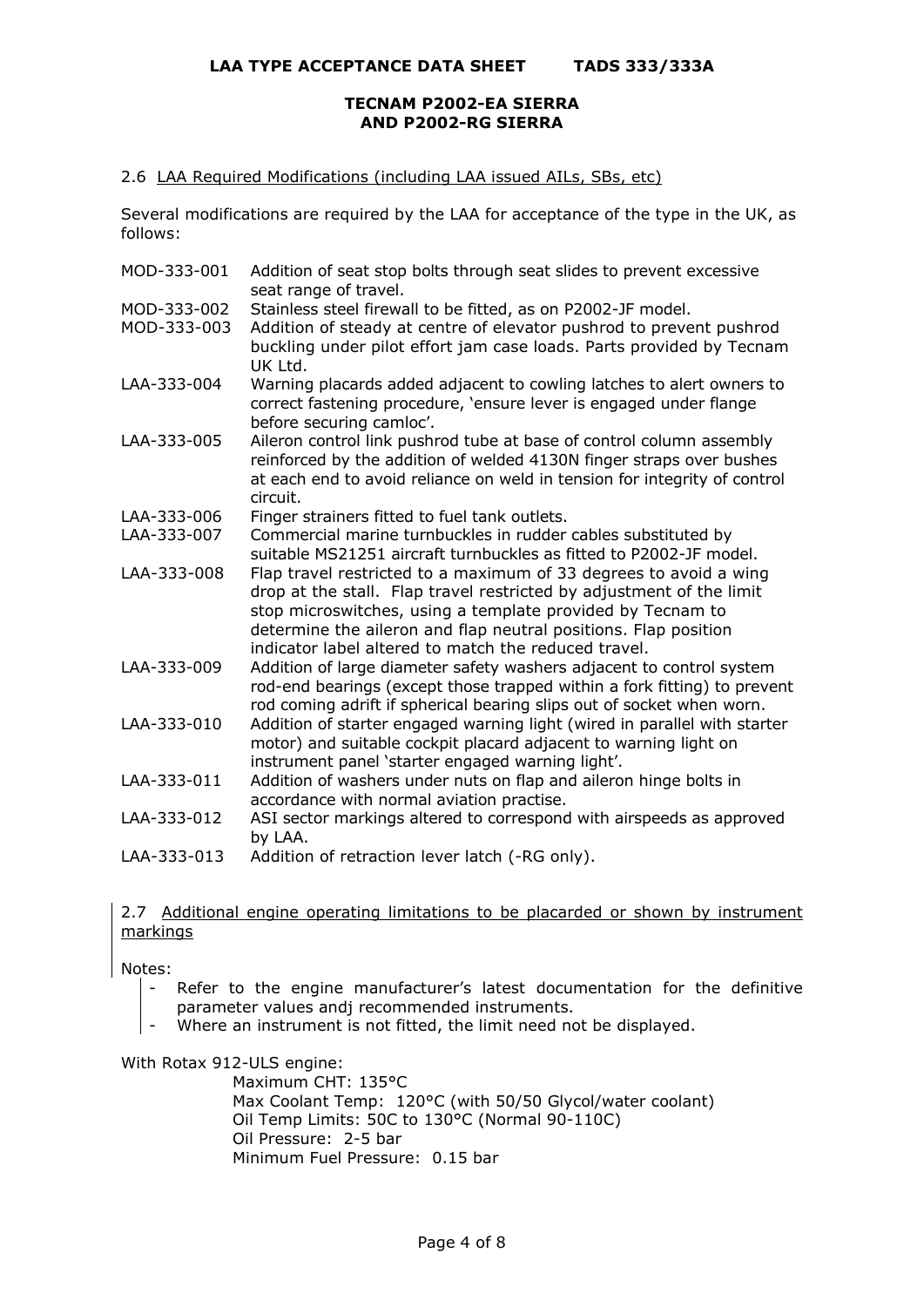## 2.6 LAA Required Modifications (including LAA issued AILs, SBs, etc)

Several modifications are required by the LAA for acceptance of the type in the UK, as follows:

| | |
|---|---|
| MOD-333-001 | Addition of seat stop bolts through seat slides to prevent excessive seat range of travel. |
| MOD-333-002 | Stainless steel firewall to be fitted, as on P2002-JF model. |
| MOD-333-003 | Addition of steady at centre of elevator pushrod to prevent pushrod buckling under pilot effort jam case loads. Parts provided by Tecnam UK Ltd. |
| LAA-333-004 | Warning placards added adjacent to cowling latches to alert owners to correct fastening procedure, 'ensure lever is engaged under flange before securing camloc'. |
| LAA-333-005 | Aileron control link pushrod tube at base of control column assembly reinforced by the addition of welded 4130N finger straps over bushes at each end to avoid reliance on weld in tension for integrity of control circuit. |
| LAA-333-006 | Finger strainers fitted to fuel tank outlets. |
| LAA-333-007 | Commercial marine turnbuckles in rudder cables substituted by suitable MS21251 aircraft turnbuckles as fitted to P2002-JF model. |
| LAA-333-008 | Flap travel restricted to a maximum of 33 degrees to avoid a wing drop at the stall. Flap travel restricted by adjustment of the limit stop microswitches, using a template provided by Tecnam to determine the aileron and flap neutral positions. Flap position indicator label altered to match the reduced travel. |
| LAA-333-009 | Addition of large diameter safety washers adjacent to control system rod-end bearings (except those trapped within a fork fitting) to prevent rod coming adrift if spherical bearing slips out of socket when worn. |
| LAA-333-010 | Addition of starter engaged warning light (wired in parallel with starter motor) and suitable cockpit placard adjacent to warning light on instrument panel 'starter engaged warning light'. |
| LAA-333-011 | Addition of washers under nuts on flap and aileron hinge bolts in accordance with normal aviation practise. |
| LAA-333-012 | ASI sector markings altered to correspond with airspeeds as approved by LAA. |
| LAA-333-013 | Addition of retraction lever latch (-RG only). |

## 2.7 Additional engine operating limitations to be placarded or shown by instrument markings

Notes:

- Refer to the engine manufacturer's latest documentation for the definitive parameter values andj recommended instruments.
- Where an instrument is not fitted, the limit need not be displayed.

With Rotax 912-ULS engine:

Maximum CHT: 135°C
Max Coolant Temp: 120°C (with 50/50 Glycol/water coolant)
Oil Temp Limits: 50C to 130°C (Normal 90-110C)
Oil Pressure: 2-5 bar
Minimum Fuel Pressure: 0.15 bar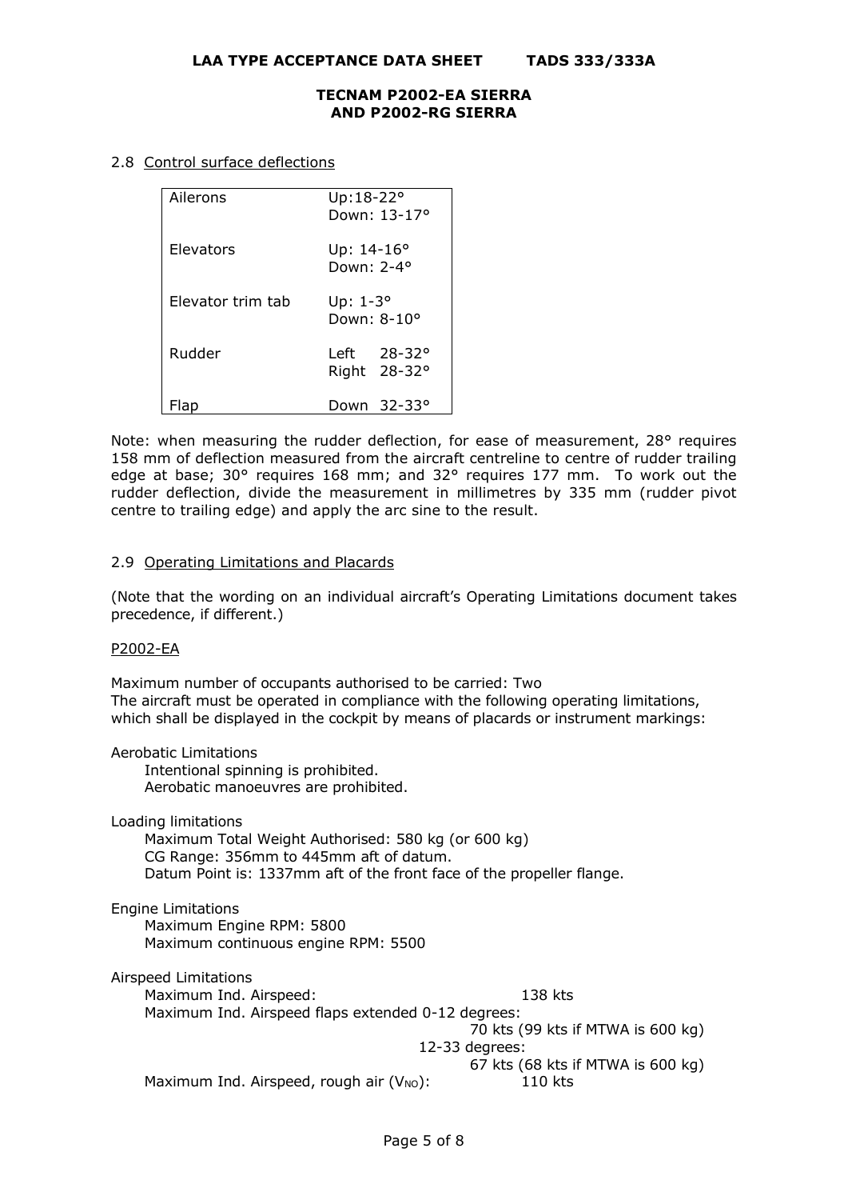## 2.8 Control surface deflections

| | |
|---|---|
| Ailerons | Up:18-22°<br>Down: 13-17° |
| Elevators | Up: 14-16°<br>Down: 2-4° |
| Elevator trim tab | Up: 1-3°<br>Down: 8-10° |
| Rudder | Left 28-32°<br>Right 28-32° |
| Flap | Down 32-33° |

Note: when measuring the rudder deflection, for ease of measurement, 28° requires 158 mm of deflection measured from the aircraft centreline to centre of rudder trailing edge at base; 30° requires 168 mm; and 32° requires 177 mm. To work out the rudder deflection, divide the measurement in millimetres by 335 mm (rudder pivot centre to trailing edge) and apply the arc sine to the result.

## 2.9 Operating Limitations and Placards

(Note that the wording on an individual aircraft's Operating Limitations document takes precedence, if different.)

P2002-EA

Maximum number of occupants authorised to be carried: Two
The aircraft must be operated in compliance with the following operating limitations, which shall be displayed in the cockpit by means of placards or instrument markings:

Aerobatic Limitations
- Intentional spinning is prohibited.
- Aerobatic manoeuvres are prohibited.

Loading limitations
- Maximum Total Weight Authorised: 580 kg (or 600 kg)
- CG Range: 356mm to 445mm aft of datum.
- Datum Point is: 1337mm aft of the front face of the propeller flange.

Engine Limitations
- Maximum Engine RPM: 5800
- Maximum continuous engine RPM: 5500

Airspeed Limitations
- Maximum Ind. Airspeed: 138 kts
- Maximum Ind. Airspeed flaps extended 0-12 degrees: 70 kts (99 kts if MTWA is 600 kg)
  - 12-33 degrees: 67 kts (68 kts if MTWA is 600 kg)
- Maximum Ind. Airspeed, rough air ($V_{NO}$): 110 kts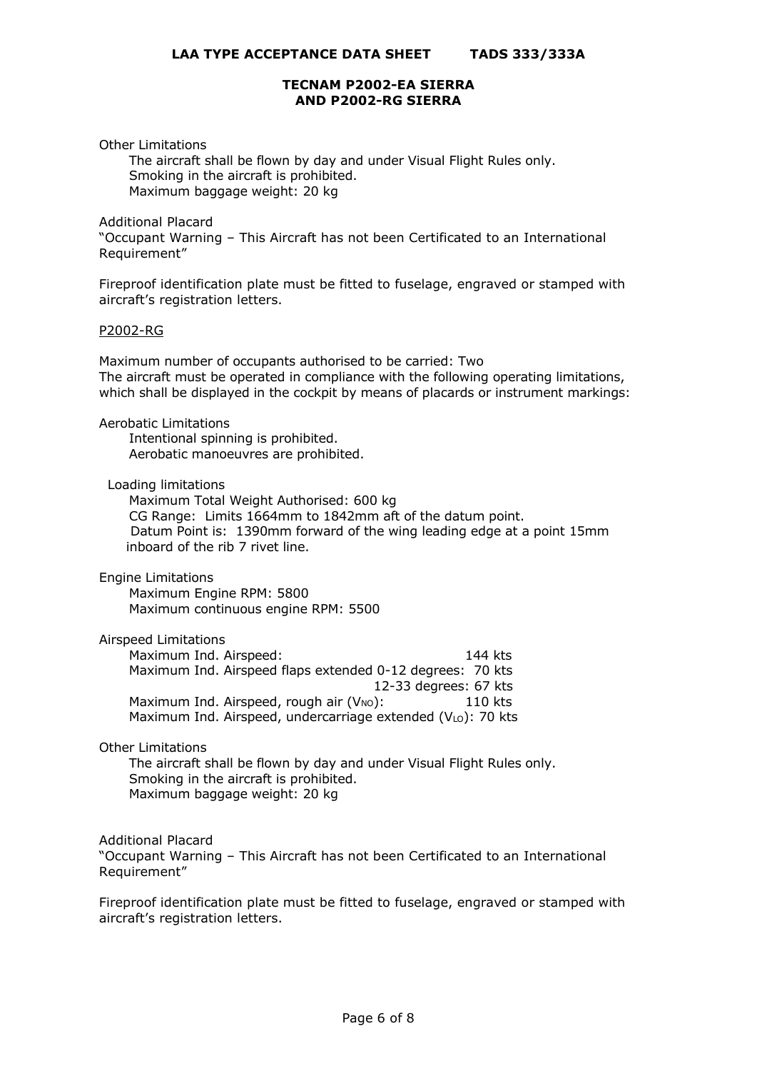Other Limitations

The aircraft shall be flown by day and under Visual Flight Rules only.
Smoking in the aircraft is prohibited.
Maximum baggage weight: 20 kg

Additional Placard

"Occupant Warning – This Aircraft has not been Certificated to an International Requirement"

Fireproof identification plate must be fitted to fuselage, engraved or stamped with aircraft's registration letters.

<u>P2002-RG</u>

Maximum number of occupants authorised to be carried: Two
The aircraft must be operated in compliance with the following operating limitations, which shall be displayed in the cockpit by means of placards or instrument markings:

Aerobatic Limitations

Intentional spinning is prohibited.
Aerobatic manoeuvres are prohibited.

Loading limitations

Maximum Total Weight Authorised: 600 kg
CG Range: Limits 1664mm to 1842mm aft of the datum point.
Datum Point is: 1390mm forward of the wing leading edge at a point 15mm inboard of the rib 7 rivet line.

Engine Limitations

Maximum Engine RPM: 5800
Maximum continuous engine RPM: 5500

Airspeed Limitations

Maximum Ind. Airspeed: 144 kts
Maximum Ind. Airspeed flaps extended 0-12 degrees: 70 kts
12-33 degrees: 67 kts
Maximum Ind. Airspeed, rough air ($V_{NO}$): 110 kts
Maximum Ind. Airspeed, undercarriage extended ($V_{LO}$): 70 kts

Other Limitations

The aircraft shall be flown by day and under Visual Flight Rules only.
Smoking in the aircraft is prohibited.
Maximum baggage weight: 20 kg

Additional Placard

"Occupant Warning – This Aircraft has not been Certificated to an International Requirement"

Fireproof identification plate must be fitted to fuselage, engraved or stamped with aircraft's registration letters.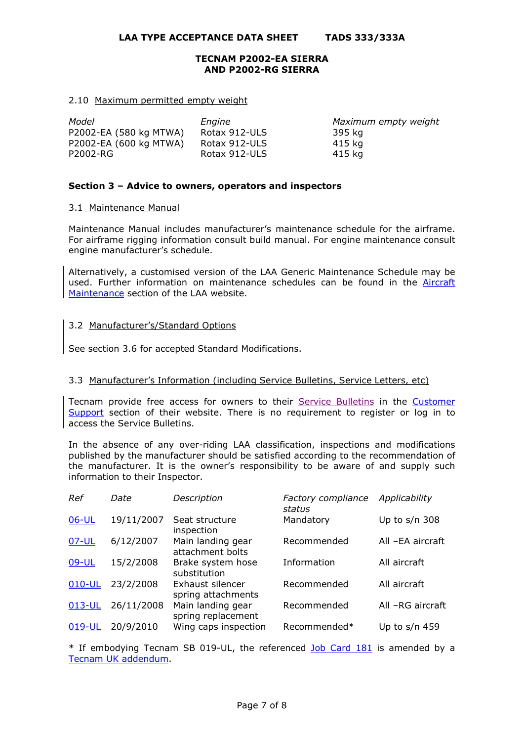2.10 Maximum permitted empty weight

| *Model* | *Engine* | *Maximum empty weight* |
|---|---|---|
| P2002-EA (580 kg MTWA) | Rotax 912-ULS | 395 kg |
| P2002-EA (600 kg MTWA) | Rotax 912-ULS | 415 kg |
| P2002-RG | Rotax 912-ULS | 415 kg |

## Section 3 – Advice to owners, operators and inspectors

3.1 Maintenance Manual

Maintenance Manual includes manufacturer's maintenance schedule for the airframe. For airframe rigging information consult build manual. For engine maintenance consult engine manufacturer's schedule.

Alternatively, a customised version of the LAA Generic Maintenance Schedule may be used. Further information on maintenance schedules can be found in the Aircraft Maintenance section of the LAA website.

3.2 Manufacturer's/Standard Options

See section 3.6 for accepted Standard Modifications.

3.3 Manufacturer's Information (including Service Bulletins, Service Letters, etc)

Tecnam provide free access for owners to their Service Bulletins in the Customer Support section of their website. There is no requirement to register or log in to access the Service Bulletins.

In the absence of any over-riding LAA classification, inspections and modifications published by the manufacturer should be satisfied according to the recommendation of the manufacturer. It is the owner's responsibility to be aware of and supply such information to their Inspector.

| *Ref* | *Date* | *Description* | *Factory compliance status* | *Applicability* |
|---|---|---|---|---|
| 06-UL | 19/11/2007 | Seat structure inspection | Mandatory | Up to s/n 308 |
| 07-UL | 6/12/2007 | Main landing gear attachment bolts | Recommended | All –EA aircraft |
| 09-UL | 15/2/2008 | Brake system hose substitution | Information | All aircraft |
| 010-UL | 23/2/2008 | Exhaust silencer spring attachments | Recommended | All aircraft |
| 013-UL | 26/11/2008 | Main landing gear spring replacement | Recommended | All –RG aircraft |
| 019-UL | 20/9/2010 | Wing caps inspection | Recommended* | Up to s/n 459 |

* If embodying Tecnam SB 019-UL, the referenced Job Card 181 is amended by a Tecnam UK addendum.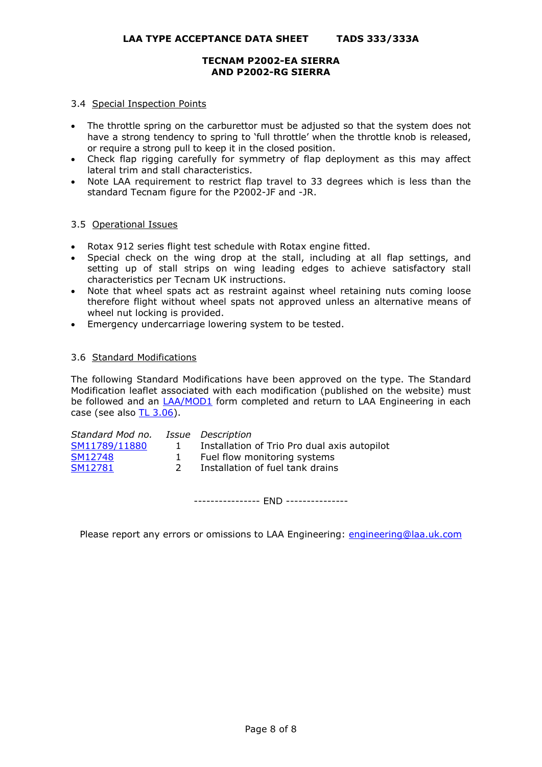### 3.4 Special Inspection Points

- The throttle spring on the carburettor must be adjusted so that the system does not have a strong tendency to spring to 'full throttle' when the throttle knob is released, or require a strong pull to keep it in the closed position.
- Check flap rigging carefully for symmetry of flap deployment as this may affect lateral trim and stall characteristics.
- Note LAA requirement to restrict flap travel to 33 degrees which is less than the standard Tecnam figure for the P2002-JF and -JR.

### 3.5 Operational Issues

- Rotax 912 series flight test schedule with Rotax engine fitted.
- Special check on the wing drop at the stall, including at all flap settings, and setting up of stall strips on wing leading edges to achieve satisfactory stall characteristics per Tecnam UK instructions.
- Note that wheel spats act as restraint against wheel retaining nuts coming loose therefore flight without wheel spats not approved unless an alternative means of wheel nut locking is provided.
- Emergency undercarriage lowering system to be tested.

### 3.6 Standard Modifications

The following Standard Modifications have been approved on the type. The Standard Modification leaflet associated with each modification (published on the website) must be followed and an LAA/MOD1 form completed and return to LAA Engineering in each case (see also TL 3.06).

| *Standard Mod no.* | *Issue* | *Description* |
|---|---|---|
| SM11789/11880 | 1 | Installation of Trio Pro dual axis autopilot |
| SM12748 | 1 | Fuel flow monitoring systems |
| SM12781 | 2 | Installation of fuel tank drains |

---------------- END ---------------

Please report any errors or omissions to LAA Engineering: engineering@laa.uk.com